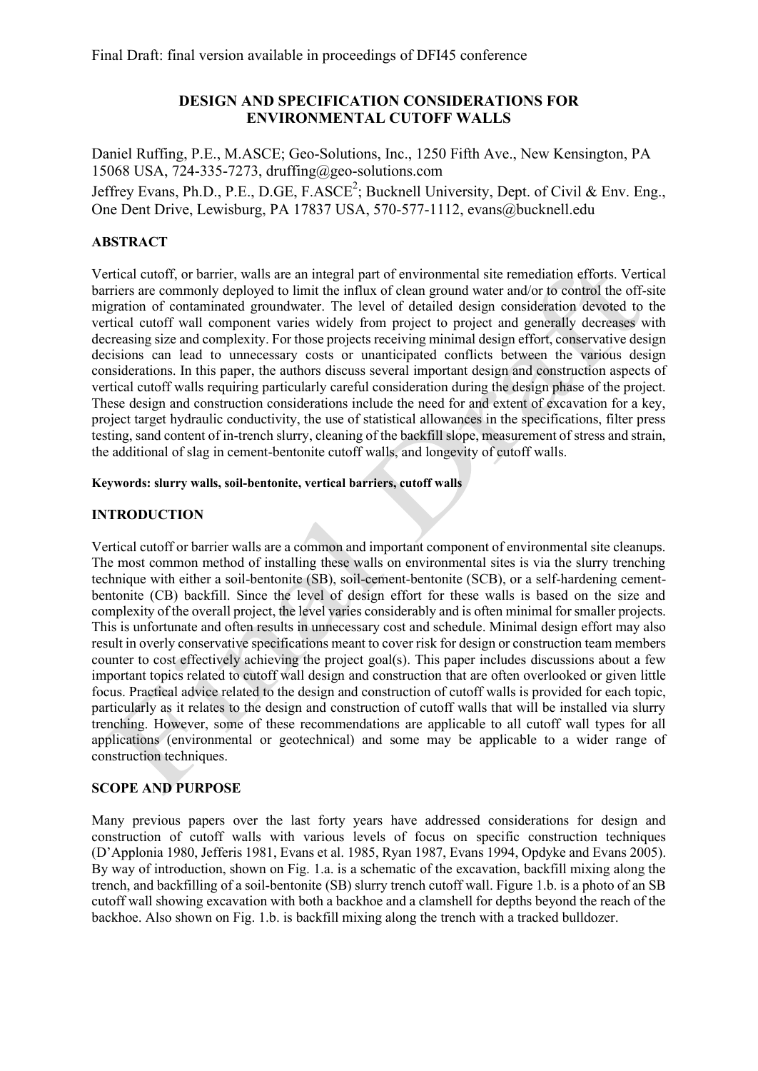Final Draft: final version available in proceedings of DFI45 conference

# DESIGN AND SPECIFICATION CONSIDERATIONS FOR ENVIRONMENTAL CUTOFF WALLS

Daniel Ruffing, P.E., M.ASCE; Geo-Solutions, Inc., 1250 Fifth Ave., New Kensington, PA 15068 USA, 724-335-7273, druffing@geo-solutions.com

Jeffrey Evans, Ph.D., P.E., D.GE, F.ASCE[2]; Bucknell University, Dept. of Civil & Env. Eng., One Dent Drive, Lewisburg, PA 17837 USA, 570-577-1112, evans@bucknell.edu

## ABSTRACT

Vertical cutoff, or barrier, walls are an integral part of environmental site remediation efforts. Vertical barriers are commonly deployed to limit the influx of clean ground water and/or to control the off-site migration of contaminated groundwater. The level of detailed design consideration devoted to the vertical cutoff wall component varies widely from project to project and generally decreases with decreasing size and complexity. For those projects receiving minimal design effort, conservative design decisions can lead to unnecessary costs or unanticipated conflicts between the various design considerations. In this paper, the authors discuss several important design and construction aspects of vertical cutoff walls requiring particularly careful consideration during the design phase of the project. These design and construction considerations include the need for and extent of excavation for a key, project target hydraulic conductivity, the use of statistical allowances in the specifications, filter press testing, sand content of in-trench slurry, cleaning of the backfill slope, measurement of stress and strain, the additional of slag in cement-bentonite cutoff walls, and longevity of cutoff walls.

**Keywords: slurry walls, soil-bentonite, vertical barriers, cutoff walls**

## INTRODUCTION

Vertical cutoff or barrier walls are a common and important component of environmental site cleanups. The most common method of installing these walls on environmental sites is via the slurry trenching technique with either a soil-bentonite (SB), soil-cement-bentonite (SCB), or a self-hardening cement-bentonite (CB) backfill. Since the level of design effort for these walls is based on the size and complexity of the overall project, the level varies considerably and is often minimal for smaller projects. This is unfortunate and often results in unnecessary cost and schedule. Minimal design effort may also result in overly conservative specifications meant to cover risk for design or construction team members counter to cost effectively achieving the project goal(s). This paper includes discussions about a few important topics related to cutoff wall design and construction that are often overlooked or given little focus. Practical advice related to the design and construction of cutoff walls is provided for each topic, particularly as it relates to the design and construction of cutoff walls that will be installed via slurry trenching. However, some of these recommendations are applicable to all cutoff wall types for all applications (environmental or geotechnical) and some may be applicable to a wider range of construction techniques.

## SCOPE AND PURPOSE

Many previous papers over the last forty years have addressed considerations for design and construction of cutoff walls with various levels of focus on specific construction techniques (D'Applonia 1980, Jefferis 1981, Evans et al. 1985, Ryan 1987, Evans 1994, Opdyke and Evans 2005). By way of introduction, shown on Fig. 1.a. is a schematic of the excavation, backfill mixing along the trench, and backfilling of a soil-bentonite (SB) slurry trench cutoff wall. Figure 1.b. is a photo of an SB cutoff wall showing excavation with both a backhoe and a clamshell for depths beyond the reach of the backhoe. Also shown on Fig. 1.b. is backfill mixing along the trench with a tracked bulldozer.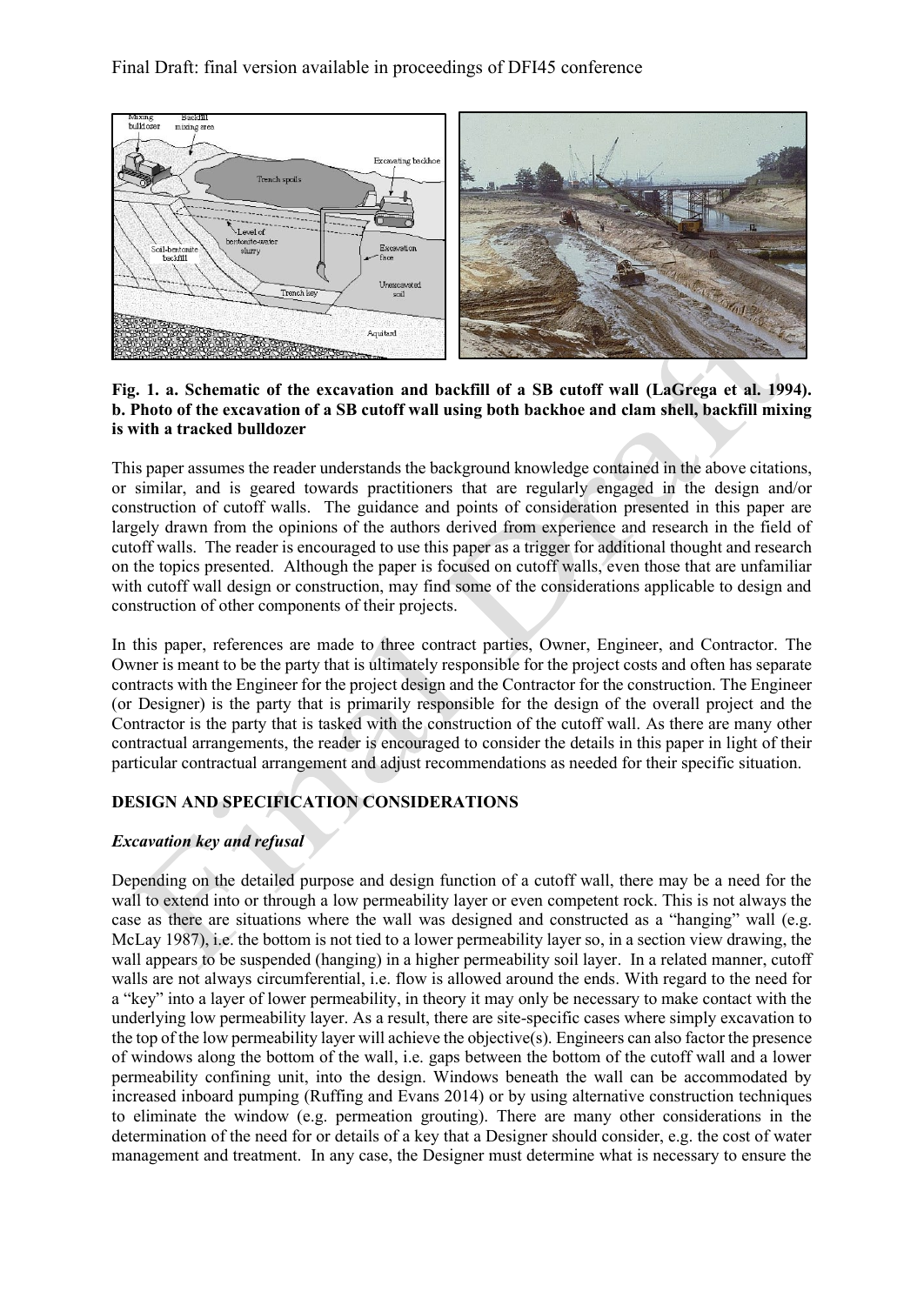**Fig. 1. a. Schematic of the excavation and backfill of a SB cutoff wall (LaGrega et al. 1994). b. Photo of the excavation of a SB cutoff wall using both backhoe and clam shell, backfill mixing is with a tracked bulldozer**

This paper assumes the reader understands the background knowledge contained in the above citations, or similar, and is geared towards practitioners that are regularly engaged in the design and/or construction of cutoff walls. The guidance and points of consideration presented in this paper are largely drawn from the opinions of the authors derived from experience and research in the field of cutoff walls. The reader is encouraged to use this paper as a trigger for additional thought and research on the topics presented. Although the paper is focused on cutoff walls, even those that are unfamiliar with cutoff wall design or construction, may find some of the considerations applicable to design and construction of other components of their projects.

In this paper, references are made to three contract parties, Owner, Engineer, and Contractor. The Owner is meant to be the party that is ultimately responsible for the project costs and often has separate contracts with the Engineer for the project design and the Contractor for the construction. The Engineer (or Designer) is the party that is primarily responsible for the design of the overall project and the Contractor is the party that is tasked with the construction of the cutoff wall. As there are many other contractual arrangements, the reader is encouraged to consider the details in this paper in light of their particular contractual arrangement and adjust recommendations as needed for their specific situation.

## DESIGN AND SPECIFICATION CONSIDERATIONS

### *Excavation key and refusal*

Depending on the detailed purpose and design function of a cutoff wall, there may be a need for the wall to extend into or through a low permeability layer or even competent rock. This is not always the case as there are situations where the wall was designed and constructed as a "hanging" wall (e.g. McLay 1987), i.e. the bottom is not tied to a lower permeability layer so, in a section view drawing, the wall appears to be suspended (hanging) in a higher permeability soil layer. In a related manner, cutoff walls are not always circumferential, i.e. flow is allowed around the ends. With regard to the need for a "key" into a layer of lower permeability, in theory it may only be necessary to make contact with the underlying low permeability layer. As a result, there are site-specific cases where simply excavation to the top of the low permeability layer will achieve the objective(s). Engineers can also factor the presence of windows along the bottom of the wall, i.e. gaps between the bottom of the cutoff wall and a lower permeability confining unit, into the design. Windows beneath the wall can be accommodated by increased inboard pumping (Ruffing and Evans 2014) or by using alternative construction techniques to eliminate the window (e.g. permeation grouting). There are many other considerations in the determination of the need for or details of a key that a Designer should consider, e.g. the cost of water management and treatment. In any case, the Designer must determine what is necessary to ensure the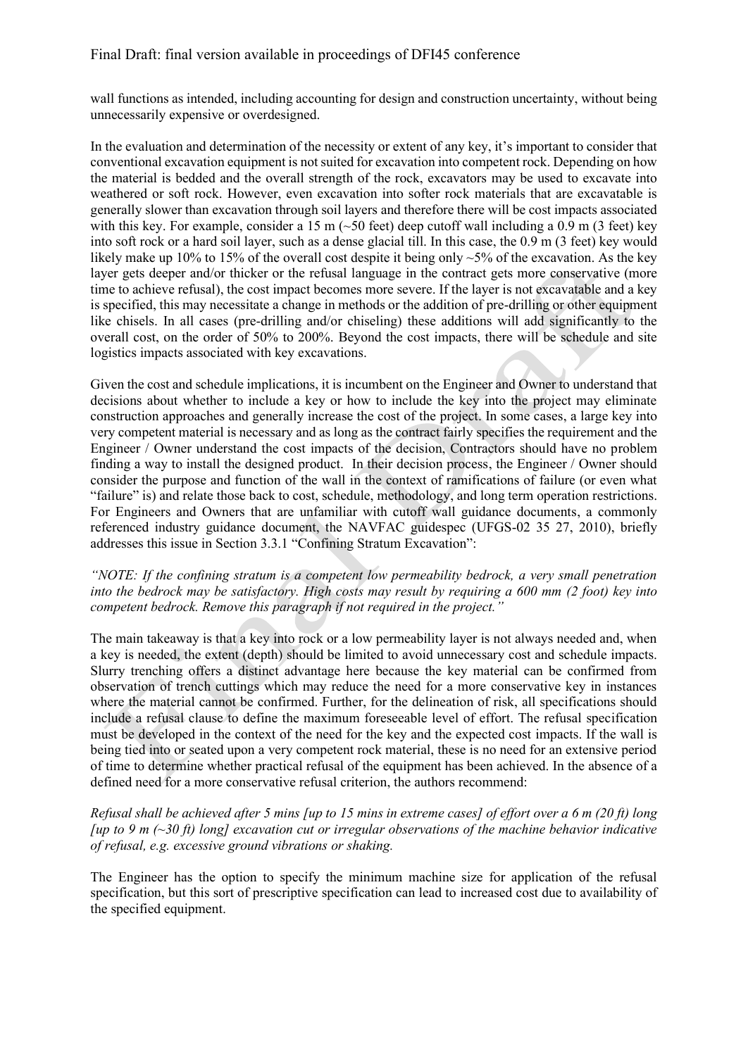wall functions as intended, including accounting for design and construction uncertainty, without being unnecessarily expensive or overdesigned.

In the evaluation and determination of the necessity or extent of any key, it's important to consider that conventional excavation equipment is not suited for excavation into competent rock. Depending on how the material is bedded and the overall strength of the rock, excavators may be used to excavate into weathered or soft rock. However, even excavation into softer rock materials that are excavatable is generally slower than excavation through soil layers and therefore there will be cost impacts associated with this key. For example, consider a 15 m (~50 feet) deep cutoff wall including a 0.9 m (3 feet) key into soft rock or a hard soil layer, such as a dense glacial till. In this case, the 0.9 m (3 feet) key would likely make up 10% to 15% of the overall cost despite it being only ~5% of the excavation. As the key layer gets deeper and/or thicker or the refusal language in the contract gets more conservative (more time to achieve refusal), the cost impact becomes more severe. If the layer is not excavatable and a key is specified, this may necessitate a change in methods or the addition of pre-drilling or other equipment like chisels. In all cases (pre-drilling and/or chiseling) these additions will add significantly to the overall cost, on the order of 50% to 200%. Beyond the cost impacts, there will be schedule and site logistics impacts associated with key excavations.

Given the cost and schedule implications, it is incumbent on the Engineer and Owner to understand that decisions about whether to include a key or how to include the key into the project may eliminate construction approaches and generally increase the cost of the project. In some cases, a large key into very competent material is necessary and as long as the contract fairly specifies the requirement and the Engineer / Owner understand the cost impacts of the decision, Contractors should have no problem finding a way to install the designed product. In their decision process, the Engineer / Owner should consider the purpose and function of the wall in the context of ramifications of failure (or even what "failure" is) and relate those back to cost, schedule, methodology, and long term operation restrictions. For Engineers and Owners that are unfamiliar with cutoff wall guidance documents, a commonly referenced industry guidance document, the NAVFAC guidespec (UFGS-02 35 27, 2010), briefly addresses this issue in Section 3.3.1 "Confining Stratum Excavation":

*"NOTE: If the confining stratum is a competent low permeability bedrock, a very small penetration into the bedrock may be satisfactory. High costs may result by requiring a 600 mm (2 foot) key into competent bedrock. Remove this paragraph if not required in the project."*

The main takeaway is that a key into rock or a low permeability layer is not always needed and, when a key is needed, the extent (depth) should be limited to avoid unnecessary cost and schedule impacts. Slurry trenching offers a distinct advantage here because the key material can be confirmed from observation of trench cuttings which may reduce the need for a more conservative key in instances where the material cannot be confirmed. Further, for the delineation of risk, all specifications should include a refusal clause to define the maximum foreseeable level of effort. The refusal specification must be developed in the context of the need for the key and the expected cost impacts. If the wall is being tied into or seated upon a very competent rock material, these is no need for an extensive period of time to determine whether practical refusal of the equipment has been achieved. In the absence of a defined need for a more conservative refusal criterion, the authors recommend:

*Refusal shall be achieved after 5 mins [up to 15 mins in extreme cases] of effort over a 6 m (20 ft) long [up to 9 m (~30 ft) long] excavation cut or irregular observations of the machine behavior indicative of refusal, e.g. excessive ground vibrations or shaking.*

The Engineer has the option to specify the minimum machine size for application of the refusal specification, but this sort of prescriptive specification can lead to increased cost due to availability of the specified equipment.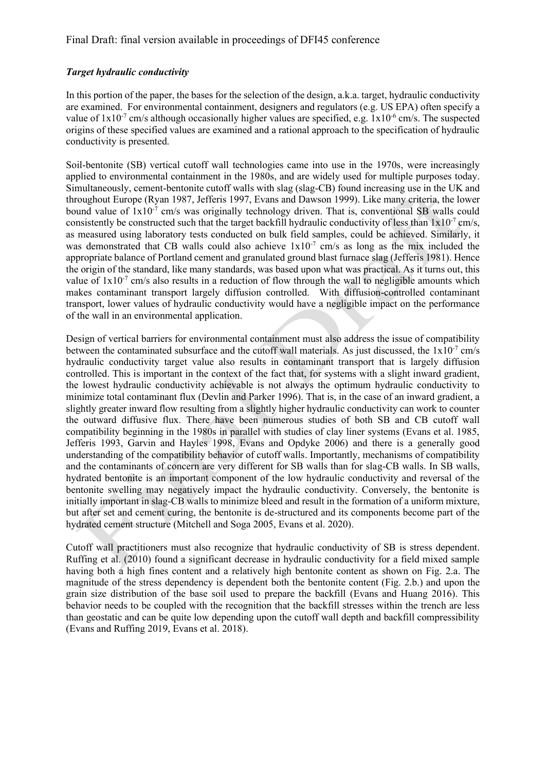### *Target hydraulic conductivity*

In this portion of the paper, the bases for the selection of the design, a.k.a. target, hydraulic conductivity are examined. For environmental containment, designers and regulators (e.g. US EPA) often specify a value of $1x10^{-7}$ cm/s although occasionally higher values are specified, e.g. $1x10^{-6}$ cm/s. The suspected origins of these specified values are examined and a rational approach to the specification of hydraulic conductivity is presented.

Soil-bentonite (SB) vertical cutoff wall technologies came into use in the 1970s, were increasingly applied to environmental containment in the 1980s, and are widely used for multiple purposes today. Simultaneously, cement-bentonite cutoff walls with slag (slag-CB) found increasing use in the UK and throughout Europe (Ryan 1987, Jefferis 1997, Evans and Dawson 1999). Like many criteria, the lower bound value of $1x10^{-7}$ cm/s was originally technology driven. That is, conventional SB walls could consistently be constructed such that the target backfill hydraulic conductivity of less than $1x10^{-7}$ cm/s, as measured using laboratory tests conducted on bulk field samples, could be achieved. Similarly, it was demonstrated that CB walls could also achieve $1x10^{-7}$ cm/s as long as the mix included the appropriate balance of Portland cement and granulated ground blast furnace slag (Jefferis 1981). Hence the origin of the standard, like many standards, was based upon what was practical. As it turns out, this value of $1x10^{-7}$ cm/s also results in a reduction of flow through the wall to negligible amounts which makes contaminant transport largely diffusion controlled. With diffusion-controlled contaminant transport, lower values of hydraulic conductivity would have a negligible impact on the performance of the wall in an environmental application.

Design of vertical barriers for environmental containment must also address the issue of compatibility between the contaminated subsurface and the cutoff wall materials. As just discussed, the $1x10^{-7}$ cm/s hydraulic conductivity target value also results in contaminant transport that is largely diffusion controlled. This is important in the context of the fact that, for systems with a slight inward gradient, the lowest hydraulic conductivity achievable is not always the optimum hydraulic conductivity to minimize total contaminant flux (Devlin and Parker 1996). That is, in the case of an inward gradient, a slightly greater inward flow resulting from a slightly higher hydraulic conductivity can work to counter the outward diffusive flux. There have been numerous studies of both SB and CB cutoff wall compatibility beginning in the 1980s in parallel with studies of clay liner systems (Evans et al. 1985, Jefferis 1993, Garvin and Hayles 1998, Evans and Opdyke 2006) and there is a generally good understanding of the compatibility behavior of cutoff walls. Importantly, mechanisms of compatibility and the contaminants of concern are very different for SB walls than for slag-CB walls. In SB walls, hydrated bentonite is an important component of the low hydraulic conductivity and reversal of the bentonite swelling may negatively impact the hydraulic conductivity. Conversely, the bentonite is initially important in slag-CB walls to minimize bleed and result in the formation of a uniform mixture, but after set and cement curing, the bentonite is de-structured and its components become part of the hydrated cement structure (Mitchell and Soga 2005, Evans et al. 2020).

Cutoff wall practitioners must also recognize that hydraulic conductivity of SB is stress dependent. Ruffing et al. (2010) found a significant decrease in hydraulic conductivity for a field mixed sample having both a high fines content and a relatively high bentonite content as shown on Fig. 2.a. The magnitude of the stress dependency is dependent both the bentonite content (Fig. 2.b.) and upon the grain size distribution of the base soil used to prepare the backfill (Evans and Huang 2016). This behavior needs to be coupled with the recognition that the backfill stresses within the trench are less than geostatic and can be quite low depending upon the cutoff wall depth and backfill compressibility (Evans and Ruffing 2019, Evans et al. 2018).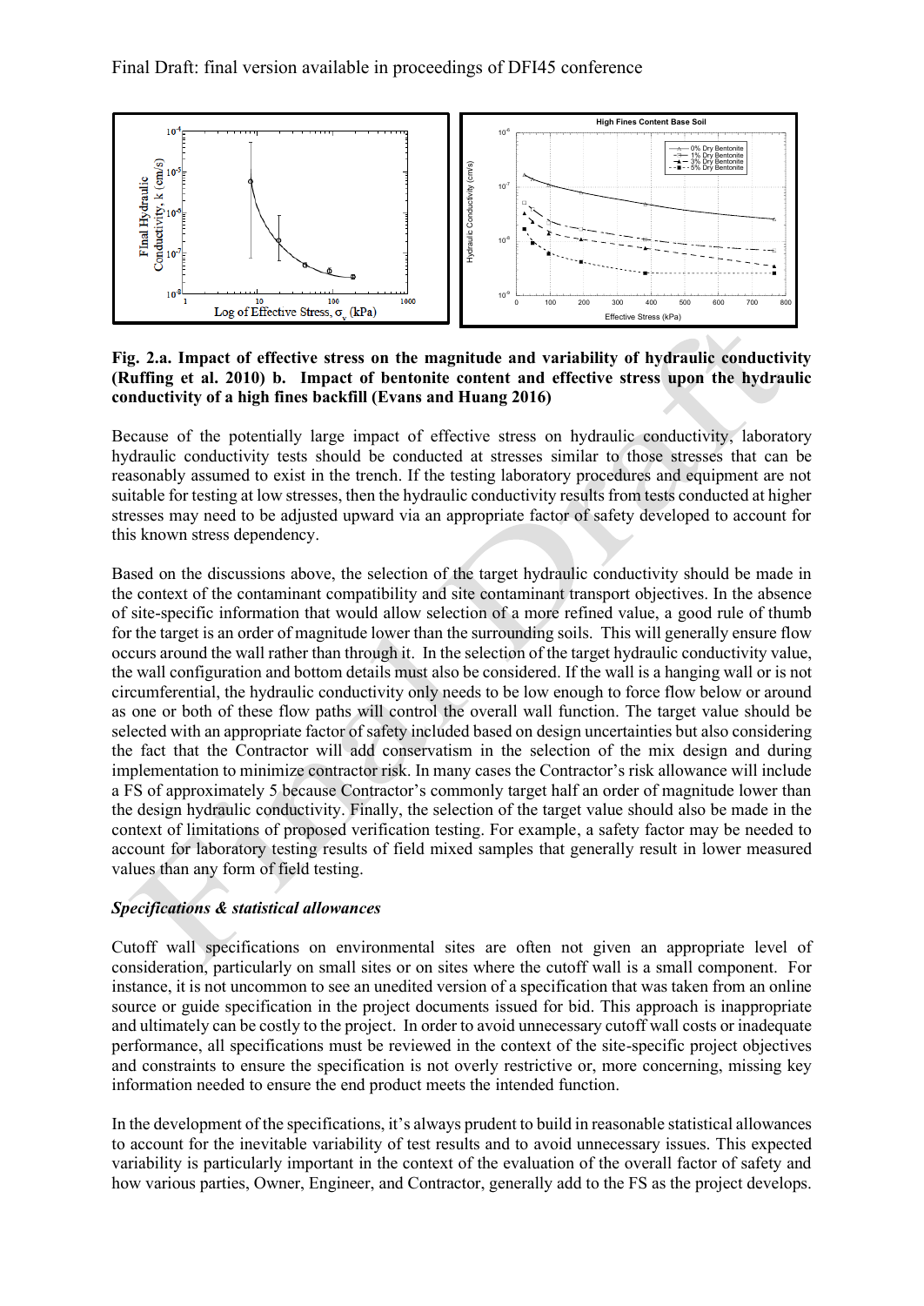**Fig. 2.a. Impact of effective stress on the magnitude and variability of hydraulic conductivity (Ruffing et al. 2010) b. Impact of bentonite content and effective stress upon the hydraulic conductivity of a high fines backfill (Evans and Huang 2016)**

Because of the potentially large impact of effective stress on hydraulic conductivity, laboratory hydraulic conductivity tests should be conducted at stresses similar to those stresses that can be reasonably assumed to exist in the trench. If the testing laboratory procedures and equipment are not suitable for testing at low stresses, then the hydraulic conductivity results from tests conducted at higher stresses may need to be adjusted upward via an appropriate factor of safety developed to account for this known stress dependency.

Based on the discussions above, the selection of the target hydraulic conductivity should be made in the context of the contaminant compatibility and site contaminant transport objectives. In the absence of site-specific information that would allow selection of a more refined value, a good rule of thumb for the target is an order of magnitude lower than the surrounding soils. This will generally ensure flow occurs around the wall rather than through it. In the selection of the target hydraulic conductivity value, the wall configuration and bottom details must also be considered. If the wall is a hanging wall or is not circumferential, the hydraulic conductivity only needs to be low enough to force flow below or around as one or both of these flow paths will control the overall wall function. The target value should be selected with an appropriate factor of safety included based on design uncertainties but also considering the fact that the Contractor will add conservatism in the selection of the mix design and during implementation to minimize contractor risk. In many cases the Contractor's risk allowance will include a FS of approximately 5 because Contractor's commonly target half an order of magnitude lower than the design hydraulic conductivity. Finally, the selection of the target value should also be made in the context of limitations of proposed verification testing. For example, a safety factor may be needed to account for laboratory testing results of field mixed samples that generally result in lower measured values than any form of field testing.

### *Specifications & statistical allowances*

Cutoff wall specifications on environmental sites are often not given an appropriate level of consideration, particularly on small sites or on sites where the cutoff wall is a small component. For instance, it is not uncommon to see an unedited version of a specification that was taken from an online source or guide specification in the project documents issued for bid. This approach is inappropriate and ultimately can be costly to the project. In order to avoid unnecessary cutoff wall costs or inadequate performance, all specifications must be reviewed in the context of the site-specific project objectives and constraints to ensure the specification is not overly restrictive or, more concerning, missing key information needed to ensure the end product meets the intended function.

In the development of the specifications, it's always prudent to build in reasonable statistical allowances to account for the inevitable variability of test results and to avoid unnecessary issues. This expected variability is particularly important in the context of the evaluation of the overall factor of safety and how various parties, Owner, Engineer, and Contractor, generally add to the FS as the project develops.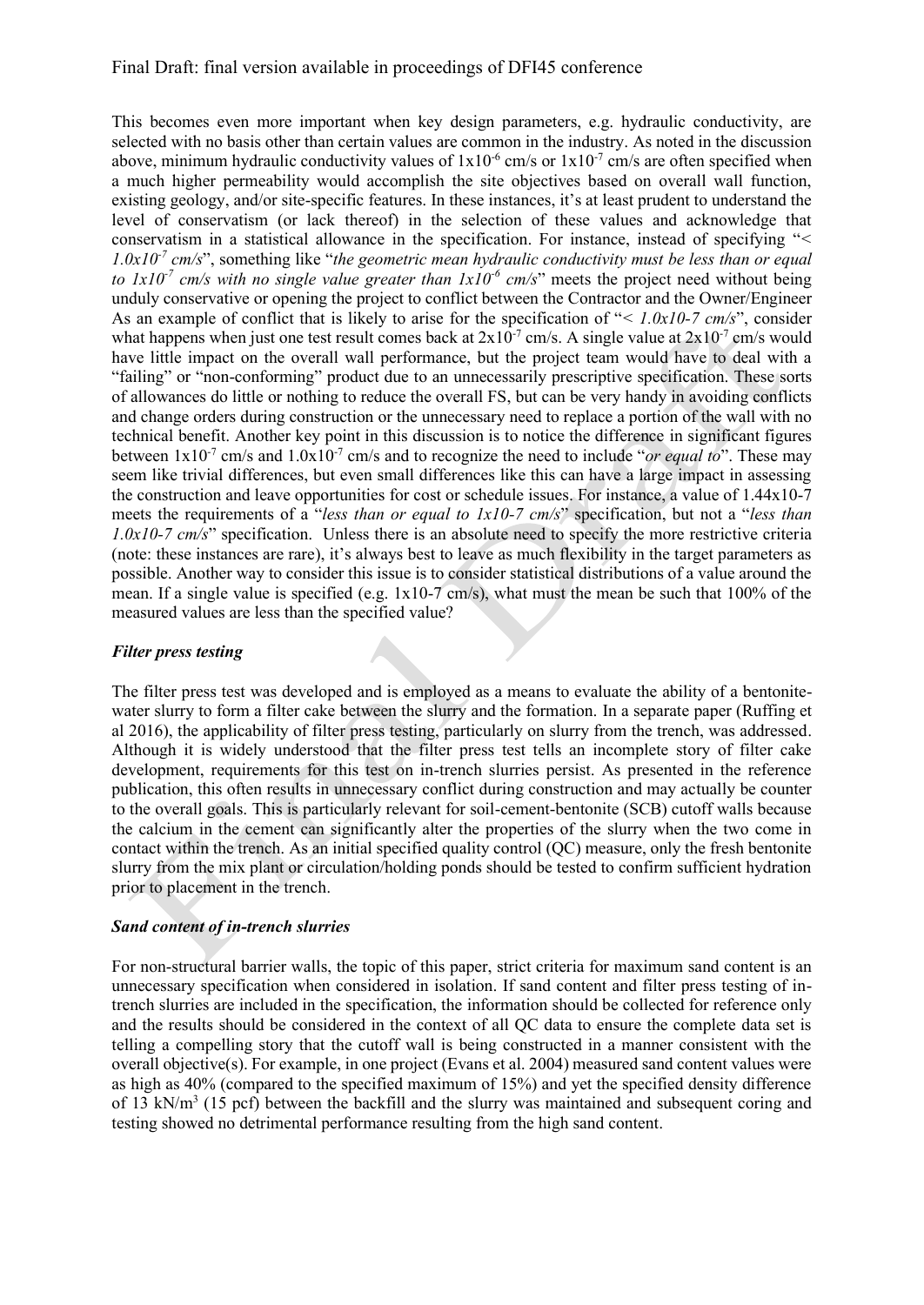This becomes even more important when key design parameters, e.g. hydraulic conductivity, are selected with no basis other than certain values are common in the industry. As noted in the discussion above, minimum hydraulic conductivity values of $1 \times 10^{-6}$ cm/s or $1 \times 10^{-7}$ cm/s are often specified when a much higher permeability would accomplish the site objectives based on overall wall function, existing geology, and/or site-specific features. In these instances, it's at least prudent to understand the level of conservatism (or lack thereof) in the selection of these values and acknowledge that conservatism in a statistical allowance in the specification. For instance, instead of specifying "*< $1.0 \times 10^{-7}$ cm/s*", something like "*the geometric mean hydraulic conductivity must be less than or equal to $1 \times 10^{-7}$ cm/s with no single value greater than $1 \times 10^{-6}$ cm/s*" meets the project need without being unduly conservative or opening the project to conflict between the Contractor and the Owner/Engineer As an example of conflict that is likely to arise for the specification of "*< 1.0x10-7 cm/s*", consider what happens when just one test result comes back at $2 \times 10^{-7}$ cm/s. A single value at $2 \times 10^{-7}$ cm/s would have little impact on the overall wall performance, but the project team would have to deal with a "failing" or "non-conforming" product due to an unnecessarily prescriptive specification. These sorts of allowances do little or nothing to reduce the overall FS, but can be very handy in avoiding conflicts and change orders during construction or the unnecessary need to replace a portion of the wall with no technical benefit. Another key point in this discussion is to notice the difference in significant figures between $1 \times 10^{-7}$ cm/s and $1.0 \times 10^{-7}$ cm/s and to recognize the need to include "*or equal to*". These may seem like trivial differences, but even small differences like this can have a large impact in assessing the construction and leave opportunities for cost or schedule issues. For instance, a value of 1.44x10-7 meets the requirements of a "*less than or equal to 1x10-7 cm/s*" specification, but not a "*less than 1.0x10-7 cm/s*" specification. Unless there is an absolute need to specify the more restrictive criteria (note: these instances are rare), it's always best to leave as much flexibility in the target parameters as possible. Another way to consider this issue is to consider statistical distributions of a value around the mean. If a single value is specified (e.g. 1x10-7 cm/s), what must the mean be such that 100% of the measured values are less than the specified value?

### *Filter press testing*

The filter press test was developed and is employed as a means to evaluate the ability of a bentonite-water slurry to form a filter cake between the slurry and the formation. In a separate paper (Ruffing et al 2016), the applicability of filter press testing, particularly on slurry from the trench, was addressed. Although it is widely understood that the filter press test tells an incomplete story of filter cake development, requirements for this test on in-trench slurries persist. As presented in the reference publication, this often results in unnecessary conflict during construction and may actually be counter to the overall goals. This is particularly relevant for soil-cement-bentonite (SCB) cutoff walls because the calcium in the cement can significantly alter the properties of the slurry when the two come in contact within the trench. As an initial specified quality control (QC) measure, only the fresh bentonite slurry from the mix plant or circulation/holding ponds should be tested to confirm sufficient hydration prior to placement in the trench.

### *Sand content of in-trench slurries*

For non-structural barrier walls, the topic of this paper, strict criteria for maximum sand content is an unnecessary specification when considered in isolation. If sand content and filter press testing of in-trench slurries are included in the specification, the information should be collected for reference only and the results should be considered in the context of all QC data to ensure the complete data set is telling a compelling story that the cutoff wall is being constructed in a manner consistent with the overall objective(s). For example, in one project (Evans et al. 2004) measured sand content values were as high as 40% (compared to the specified maximum of 15%) and yet the specified density difference of 13 kN/m$^3$ (15 pcf) between the backfill and the slurry was maintained and subsequent coring and testing showed no detrimental performance resulting from the high sand content.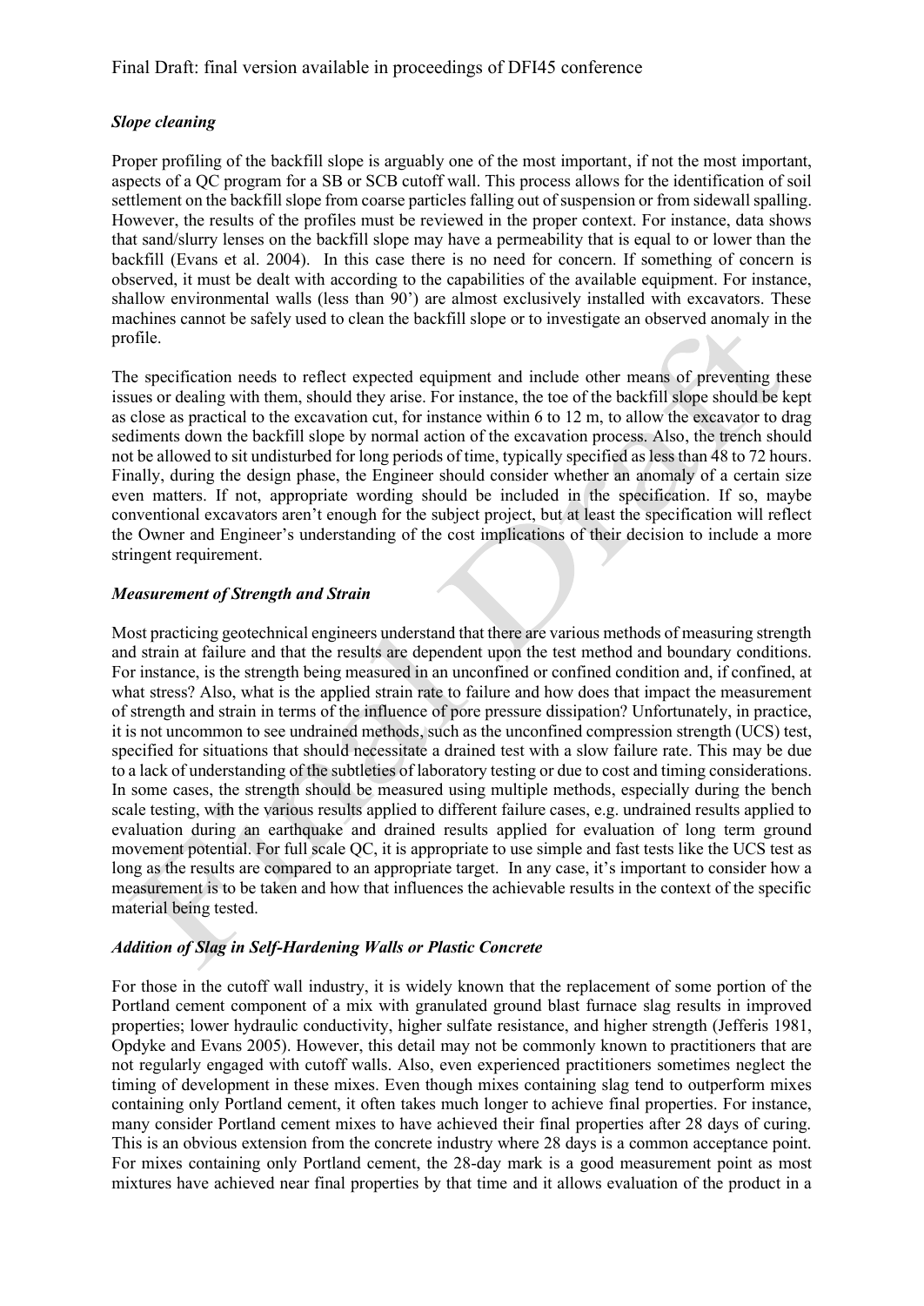### *Slope cleaning*

Proper profiling of the backfill slope is arguably one of the most important, if not the most important, aspects of a QC program for a SB or SCB cutoff wall. This process allows for the identification of soil settlement on the backfill slope from coarse particles falling out of suspension or from sidewall spalling. However, the results of the profiles must be reviewed in the proper context. For instance, data shows that sand/slurry lenses on the backfill slope may have a permeability that is equal to or lower than the backfill (Evans et al. 2004). In this case there is no need for concern. If something of concern is observed, it must be dealt with according to the capabilities of the available equipment. For instance, shallow environmental walls (less than 90') are almost exclusively installed with excavators. These machines cannot be safely used to clean the backfill slope or to investigate an observed anomaly in the profile.

The specification needs to reflect expected equipment and include other means of preventing these issues or dealing with them, should they arise. For instance, the toe of the backfill slope should be kept as close as practical to the excavation cut, for instance within 6 to 12 m, to allow the excavator to drag sediments down the backfill slope by normal action of the excavation process. Also, the trench should not be allowed to sit undisturbed for long periods of time, typically specified as less than 48 to 72 hours. Finally, during the design phase, the Engineer should consider whether an anomaly of a certain size even matters. If not, appropriate wording should be included in the specification. If so, maybe conventional excavators aren't enough for the subject project, but at least the specification will reflect the Owner and Engineer's understanding of the cost implications of their decision to include a more stringent requirement.

### *Measurement of Strength and Strain*

Most practicing geotechnical engineers understand that there are various methods of measuring strength and strain at failure and that the results are dependent upon the test method and boundary conditions. For instance, is the strength being measured in an unconfined or confined condition and, if confined, at what stress? Also, what is the applied strain rate to failure and how does that impact the measurement of strength and strain in terms of the influence of pore pressure dissipation? Unfortunately, in practice, it is not uncommon to see undrained methods, such as the unconfined compression strength (UCS) test, specified for situations that should necessitate a drained test with a slow failure rate. This may be due to a lack of understanding of the subtleties of laboratory testing or due to cost and timing considerations. In some cases, the strength should be measured using multiple methods, especially during the bench scale testing, with the various results applied to different failure cases, e.g. undrained results applied to evaluation during an earthquake and drained results applied for evaluation of long term ground movement potential. For full scale QC, it is appropriate to use simple and fast tests like the UCS test as long as the results are compared to an appropriate target. In any case, it's important to consider how a measurement is to be taken and how that influences the achievable results in the context of the specific material being tested.

### *Addition of Slag in Self-Hardening Walls or Plastic Concrete*

For those in the cutoff wall industry, it is widely known that the replacement of some portion of the Portland cement component of a mix with granulated ground blast furnace slag results in improved properties; lower hydraulic conductivity, higher sulfate resistance, and higher strength (Jefferis 1981, Opdyke and Evans 2005). However, this detail may not be commonly known to practitioners that are not regularly engaged with cutoff walls. Also, even experienced practitioners sometimes neglect the timing of development in these mixes. Even though mixes containing slag tend to outperform mixes containing only Portland cement, it often takes much longer to achieve final properties. For instance, many consider Portland cement mixes to have achieved their final properties after 28 days of curing. This is an obvious extension from the concrete industry where 28 days is a common acceptance point. For mixes containing only Portland cement, the 28-day mark is a good measurement point as most mixtures have achieved near final properties by that time and it allows evaluation of the product in a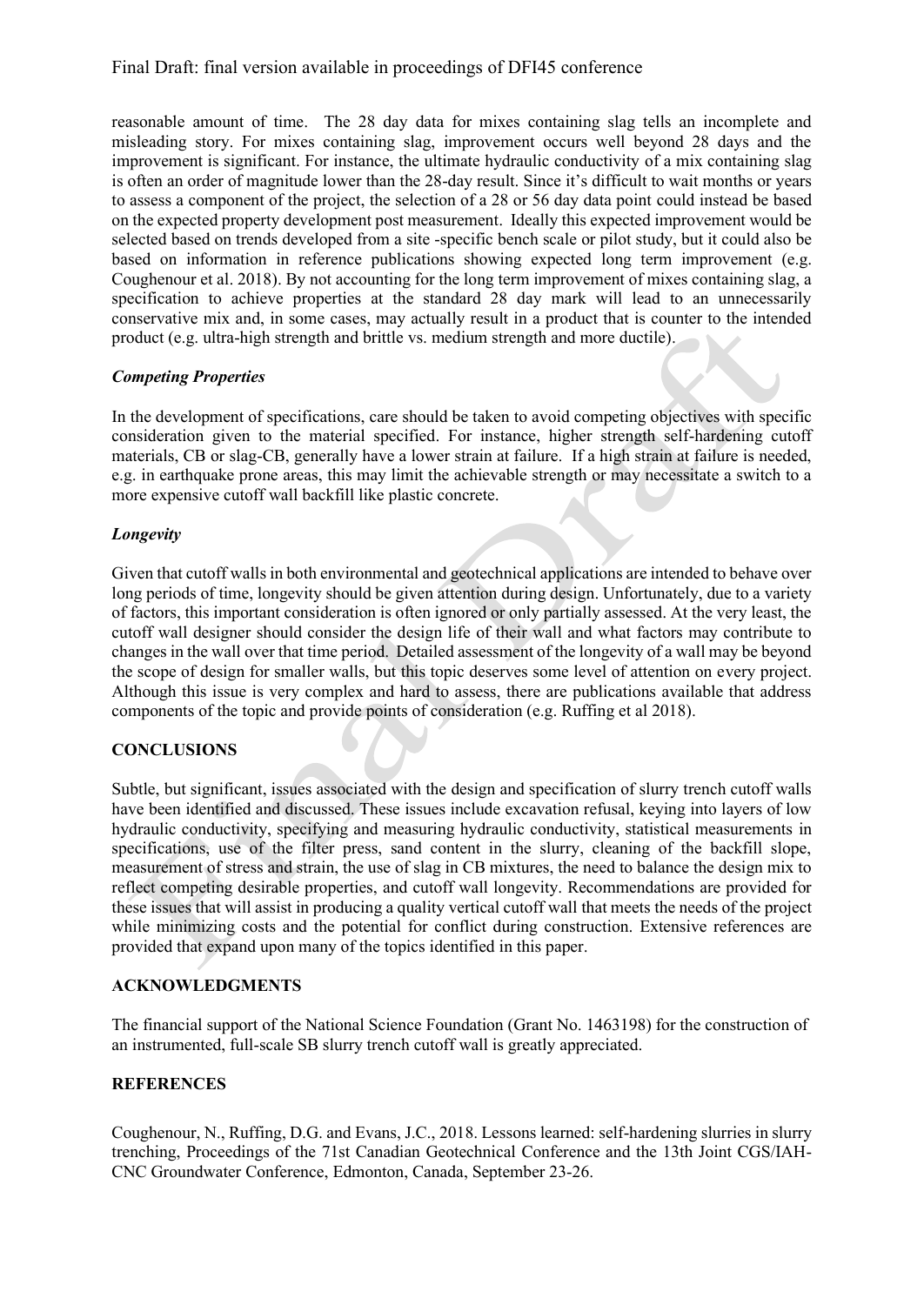reasonable amount of time. The 28 day data for mixes containing slag tells an incomplete and misleading story. For mixes containing slag, improvement occurs well beyond 28 days and the improvement is significant. For instance, the ultimate hydraulic conductivity of a mix containing slag is often an order of magnitude lower than the 28-day result. Since it's difficult to wait months or years to assess a component of the project, the selection of a 28 or 56 day data point could instead be based on the expected property development post measurement. Ideally this expected improvement would be selected based on trends developed from a site -specific bench scale or pilot study, but it could also be based on information in reference publications showing expected long term improvement (e.g. Coughenour et al. 2018). By not accounting for the long term improvement of mixes containing slag, a specification to achieve properties at the standard 28 day mark will lead to an unnecessarily conservative mix and, in some cases, may actually result in a product that is counter to the intended product (e.g. ultra-high strength and brittle vs. medium strength and more ductile).

### *Competing Properties*

In the development of specifications, care should be taken to avoid competing objectives with specific consideration given to the material specified. For instance, higher strength self-hardening cutoff materials, CB or slag-CB, generally have a lower strain at failure. If a high strain at failure is needed, e.g. in earthquake prone areas, this may limit the achievable strength or may necessitate a switch to a more expensive cutoff wall backfill like plastic concrete.

### *Longevity*

Given that cutoff walls in both environmental and geotechnical applications are intended to behave over long periods of time, longevity should be given attention during design. Unfortunately, due to a variety of factors, this important consideration is often ignored or only partially assessed. At the very least, the cutoff wall designer should consider the design life of their wall and what factors may contribute to changes in the wall over that time period. Detailed assessment of the longevity of a wall may be beyond the scope of design for smaller walls, but this topic deserves some level of attention on every project. Although this issue is very complex and hard to assess, there are publications available that address components of the topic and provide points of consideration (e.g. Ruffing et al 2018).

## CONCLUSIONS

Subtle, but significant, issues associated with the design and specification of slurry trench cutoff walls have been identified and discussed. These issues include excavation refusal, keying into layers of low hydraulic conductivity, specifying and measuring hydraulic conductivity, statistical measurements in specifications, use of the filter press, sand content in the slurry, cleaning of the backfill slope, measurement of stress and strain, the use of slag in CB mixtures, the need to balance the design mix to reflect competing desirable properties, and cutoff wall longevity. Recommendations are provided for these issues that will assist in producing a quality vertical cutoff wall that meets the needs of the project while minimizing costs and the potential for conflict during construction. Extensive references are provided that expand upon many of the topics identified in this paper.

## ACKNOWLEDGMENTS

The financial support of the National Science Foundation (Grant No. 1463198) for the construction of an instrumented, full-scale SB slurry trench cutoff wall is greatly appreciated.

## REFERENCES

Coughenour, N., Ruffing, D.G. and Evans, J.C., 2018. Lessons learned: self-hardening slurries in slurry trenching, Proceedings of the 71st Canadian Geotechnical Conference and the 13th Joint CGS/IAH-CNC Groundwater Conference, Edmonton, Canada, September 23-26.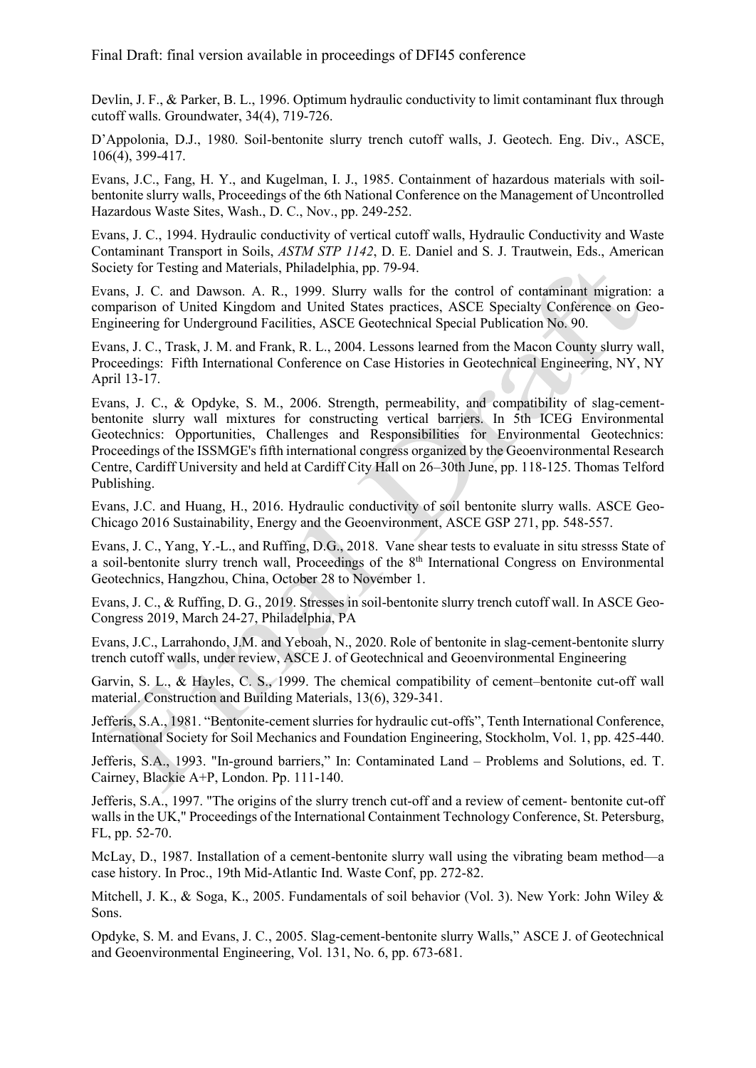Devlin, J. F., & Parker, B. L., 1996. Optimum hydraulic conductivity to limit contaminant flux through cutoff walls. Groundwater, 34(4), 719-726.

D'Appolonia, D.J., 1980. Soil-bentonite slurry trench cutoff walls, J. Geotech. Eng. Div., ASCE, 106(4), 399-417.

Evans, J.C., Fang, H. Y., and Kugelman, I. J., 1985. Containment of hazardous materials with soil-bentonite slurry walls, Proceedings of the 6th National Conference on the Management of Uncontrolled Hazardous Waste Sites, Wash., D. C., Nov., pp. 249-252.

Evans, J. C., 1994. Hydraulic conductivity of vertical cutoff walls, Hydraulic Conductivity and Waste Contaminant Transport in Soils, *ASTM STP 1142*, D. E. Daniel and S. J. Trautwein, Eds., American Society for Testing and Materials, Philadelphia, pp. 79-94.

Evans, J. C. and Dawson. A. R., 1999. Slurry walls for the control of contaminant migration: a comparison of United Kingdom and United States practices, ASCE Specialty Conference on Geo-Engineering for Underground Facilities, ASCE Geotechnical Special Publication No. 90.

Evans, J. C., Trask, J. M. and Frank, R. L., 2004. Lessons learned from the Macon County slurry wall, Proceedings: Fifth International Conference on Case Histories in Geotechnical Engineering, NY, NY April 13-17.

Evans, J. C., & Opdyke, S. M., 2006. Strength, permeability, and compatibility of slag-cement-bentonite slurry wall mixtures for constructing vertical barriers. In 5th ICEG Environmental Geotechnics: Opportunities, Challenges and Responsibilities for Environmental Geotechnics: Proceedings of the ISSMGE's fifth international congress organized by the Geoenvironmental Research Centre, Cardiff University and held at Cardiff City Hall on 26–30th June, pp. 118-125. Thomas Telford Publishing.

Evans, J.C. and Huang, H., 2016. Hydraulic conductivity of soil bentonite slurry walls. ASCE Geo-Chicago 2016 Sustainability, Energy and the Geoenvironment, ASCE GSP 271, pp. 548-557.

Evans, J. C., Yang, Y.-L., and Ruffing, D.G., 2018. Vane shear tests to evaluate in situ stresss State of a soil-bentonite slurry trench wall, Proceedings of the 8th International Congress on Environmental Geotechnics, Hangzhou, China, October 28 to November 1.

Evans, J. C., & Ruffing, D. G., 2019. Stresses in soil-bentonite slurry trench cutoff wall. In ASCE Geo-Congress 2019, March 24-27, Philadelphia, PA

Evans, J.C., Larrahondo, J.M. and Yeboah, N., 2020. Role of bentonite in slag-cement-bentonite slurry trench cutoff walls, under review, ASCE J. of Geotechnical and Geoenvironmental Engineering

Garvin, S. L., & Hayles, C. S., 1999. The chemical compatibility of cement–bentonite cut-off wall material. Construction and Building Materials, 13(6), 329-341.

Jefferis, S.A., 1981. "Bentonite-cement slurries for hydraulic cut-offs", Tenth International Conference, International Society for Soil Mechanics and Foundation Engineering, Stockholm, Vol. 1, pp. 425-440.

Jefferis, S.A., 1993. "In-ground barriers," In: Contaminated Land – Problems and Solutions, ed. T. Cairney, Blackie A+P, London. Pp. 111-140.

Jefferis, S.A., 1997. "The origins of the slurry trench cut-off and a review of cement- bentonite cut-off walls in the UK," Proceedings of the International Containment Technology Conference, St. Petersburg, FL, pp. 52-70.

McLay, D., 1987. Installation of a cement-bentonite slurry wall using the vibrating beam method—a case history. In Proc., 19th Mid-Atlantic Ind. Waste Conf, pp. 272-82.

Mitchell, J. K., & Soga, K., 2005. Fundamentals of soil behavior (Vol. 3). New York: John Wiley & Sons.

Opdyke, S. M. and Evans, J. C., 2005. Slag-cement-bentonite slurry Walls," ASCE J. of Geotechnical and Geoenvironmental Engineering, Vol. 131, No. 6, pp. 673-681.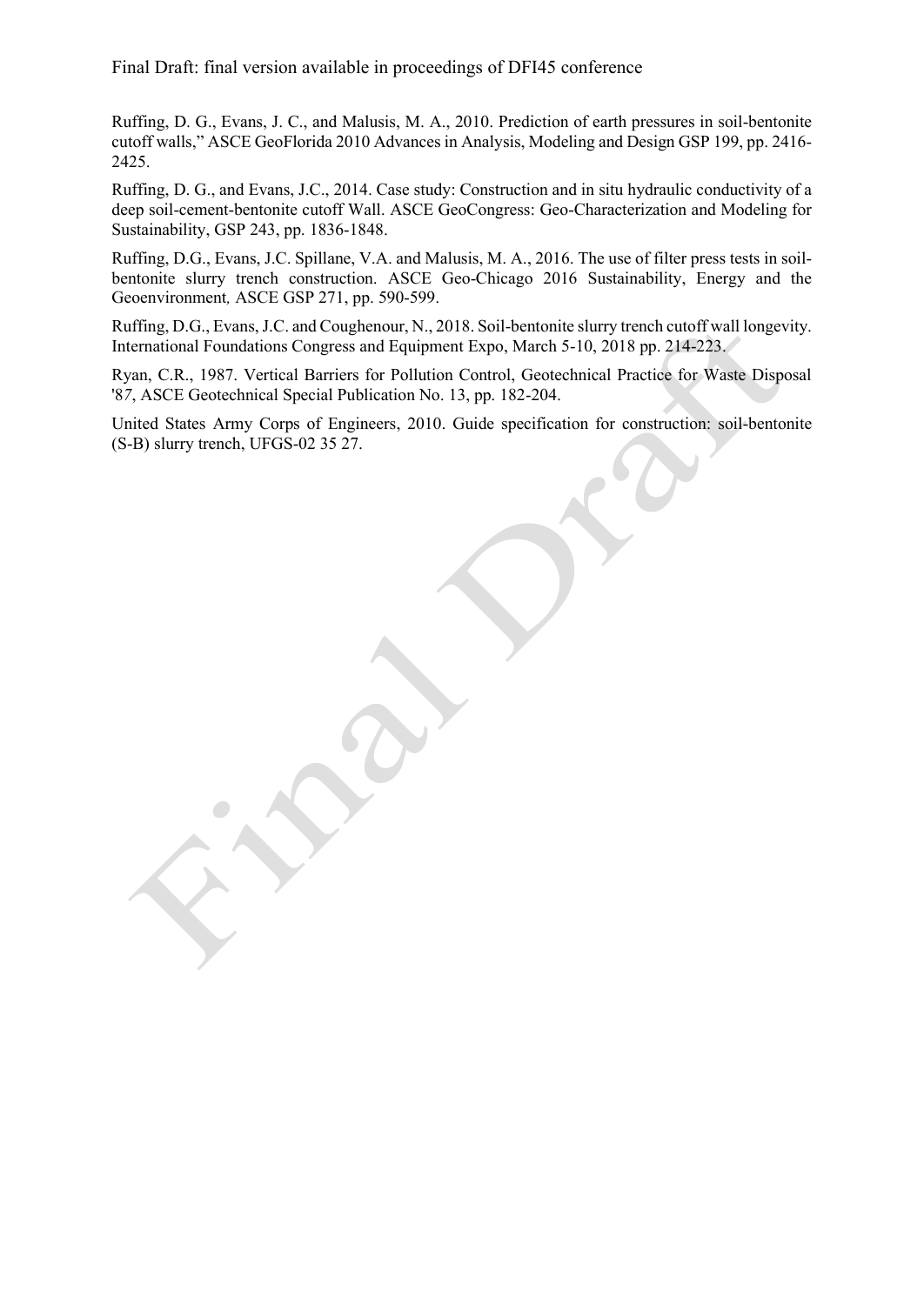Ruffing, D. G., Evans, J. C., and Malusis, M. A., 2010. Prediction of earth pressures in soil-bentonite cutoff walls," ASCE GeoFlorida 2010 Advances in Analysis, Modeling and Design GSP 199, pp. 2416-2425.

Ruffing, D. G., and Evans, J.C., 2014. Case study: Construction and in situ hydraulic conductivity of a deep soil-cement-bentonite cutoff Wall. ASCE GeoCongress: Geo-Characterization and Modeling for Sustainability, GSP 243, pp. 1836-1848.

Ruffing, D.G., Evans, J.C. Spillane, V.A. and Malusis, M. A., 2016. The use of filter press tests in soil-bentonite slurry trench construction. ASCE Geo-Chicago 2016 Sustainability, Energy and the Geoenvironment*,* ASCE GSP 271, pp. 590-599.

Ruffing, D.G., Evans, J.C. and Coughenour, N., 2018. Soil-bentonite slurry trench cutoff wall longevity. International Foundations Congress and Equipment Expo, March 5-10, 2018 pp. 214-223.

Ryan, C.R., 1987. Vertical Barriers for Pollution Control, Geotechnical Practice for Waste Disposal '87, ASCE Geotechnical Special Publication No. 13, pp. 182-204.

United States Army Corps of Engineers, 2010. Guide specification for construction: soil-bentonite (S-B) slurry trench, UFGS-02 35 27.